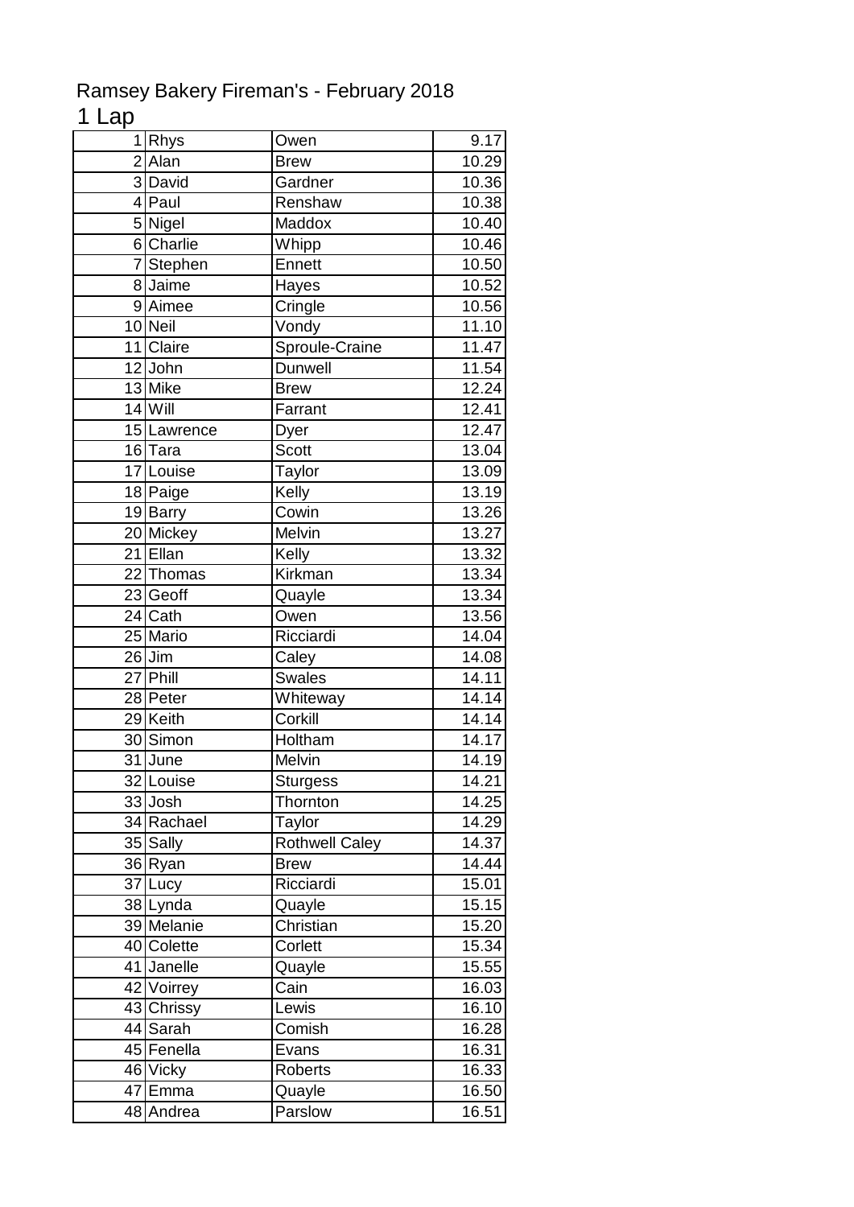# Ramsey Bakery Fireman's - February 2018

## 1 Lap

| | | | |
|---|---|---|---|
| 1 | Rhys | Owen | 9.17 |
| 2 | Alan | Brew | 10.29 |
| 3 | David | Gardner | 10.36 |
| 4 | Paul | Renshaw | 10.38 |
| 5 | Nigel | Maddox | 10.40 |
| 6 | Charlie | Whipp | 10.46 |
| 7 | Stephen | Ennett | 10.50 |
| 8 | Jaime | Hayes | 10.52 |
| 9 | Aimee | Cringle | 10.56 |
| 10 | Neil | Vondy | 11.10 |
| 11 | Claire | Sproule-Craine | 11.47 |
| 12 | John | Dunwell | 11.54 |
| 13 | Mike | Brew | 12.24 |
| 14 | Will | Farrant | 12.41 |
| 15 | Lawrence | Dyer | 12.47 |
| 16 | Tara | Scott | 13.04 |
| 17 | Louise | Taylor | 13.09 |
| 18 | Paige | Kelly | 13.19 |
| 19 | Barry | Cowin | 13.26 |
| 20 | Mickey | Melvin | 13.27 |
| 21 | Ellan | Kelly | 13.32 |
| 22 | Thomas | Kirkman | 13.34 |
| 23 | Geoff | Quayle | 13.34 |
| 24 | Cath | Owen | 13.56 |
| 25 | Mario | Ricciardi | 14.04 |
| 26 | Jim | Caley | 14.08 |
| 27 | Phill | Swales | 14.11 |
| 28 | Peter | Whiteway | 14.14 |
| 29 | Keith | Corkill | 14.14 |
| 30 | Simon | Holtham | 14.17 |
| 31 | June | Melvin | 14.19 |
| 32 | Louise | Sturgess | 14.21 |
| 33 | Josh | Thornton | 14.25 |
| 34 | Rachael | Taylor | 14.29 |
| 35 | Sally | Rothwell Caley | 14.37 |
| 36 | Ryan | Brew | 14.44 |
| 37 | Lucy | Ricciardi | 15.01 |
| 38 | Lynda | Quayle | 15.15 |
| 39 | Melanie | Christian | 15.20 |
| 40 | Colette | Corlett | 15.34 |
| 41 | Janelle | Quayle | 15.55 |
| 42 | Voirrey | Cain | 16.03 |
| 43 | Chrissy | Lewis | 16.10 |
| 44 | Sarah | Comish | 16.28 |
| 45 | Fenella | Evans | 16.31 |
| 46 | Vicky | Roberts | 16.33 |
| 47 | Emma | Quayle | 16.50 |
| 48 | Andrea | Parslow | 16.51 |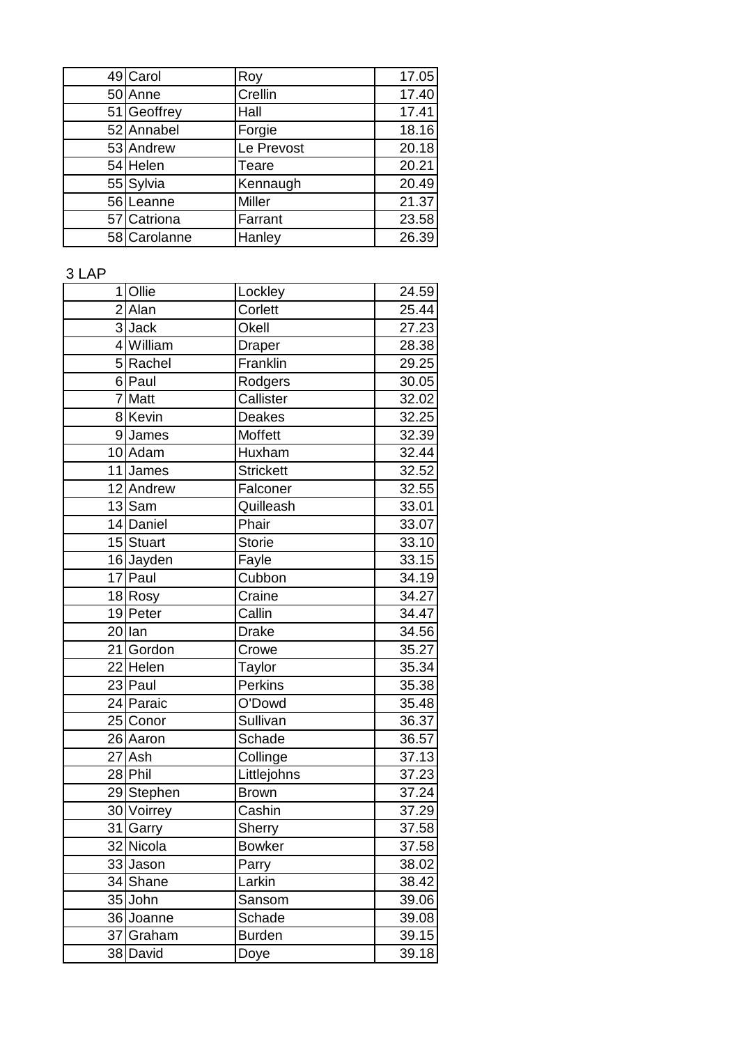| | | | |
|---|---|---|---|
| 49 | Carol | Roy | 17.05 |
| 50 | Anne | Crellin | 17.40 |
| 51 | Geoffrey | Hall | 17.41 |
| 52 | Annabel | Forgie | 18.16 |
| 53 | Andrew | Le Prevost | 20.18 |
| 54 | Helen | Teare | 20.21 |
| 55 | Sylvia | Kennaugh | 20.49 |
| 56 | Leanne | Miller | 21.37 |
| 57 | Catriona | Farrant | 23.58 |
| 58 | Carolanne | Hanley | 26.39 |

3 LAP

| | | | |
|---|---|---|---|
| 1 | Ollie | Lockley | 24.59 |
| 2 | Alan | Corlett | 25.44 |
| 3 | Jack | Okell | 27.23 |
| 4 | William | Draper | 28.38 |
| 5 | Rachel | Franklin | 29.25 |
| 6 | Paul | Rodgers | 30.05 |
| 7 | Matt | Callister | 32.02 |
| 8 | Kevin | Deakes | 32.25 |
| 9 | James | Moffett | 32.39 |
| 10 | Adam | Huxham | 32.44 |
| 11 | James | Strickett | 32.52 |
| 12 | Andrew | Falconer | 32.55 |
| 13 | Sam | Quilleash | 33.01 |
| 14 | Daniel | Phair | 33.07 |
| 15 | Stuart | Storie | 33.10 |
| 16 | Jayden | Fayle | 33.15 |
| 17 | Paul | Cubbon | 34.19 |
| 18 | Rosy | Craine | 34.27 |
| 19 | Peter | Callin | 34.47 |
| 20 | Ian | Drake | 34.56 |
| 21 | Gordon | Crowe | 35.27 |
| 22 | Helen | Taylor | 35.34 |
| 23 | Paul | Perkins | 35.38 |
| 24 | Paraic | O'Dowd | 35.48 |
| 25 | Conor | Sullivan | 36.37 |
| 26 | Aaron | Schade | 36.57 |
| 27 | Ash | Collinge | 37.13 |
| 28 | Phil | Littlejohns | 37.23 |
| 29 | Stephen | Brown | 37.24 |
| 30 | Voirrey | Cashin | 37.29 |
| 31 | Garry | Sherry | 37.58 |
| 32 | Nicola | Bowker | 37.58 |
| 33 | Jason | Parry | 38.02 |
| 34 | Shane | Larkin | 38.42 |
| 35 | John | Sansom | 39.06 |
| 36 | Joanne | Schade | 39.08 |
| 37 | Graham | Burden | 39.15 |
| 38 | David | Doye | 39.18 |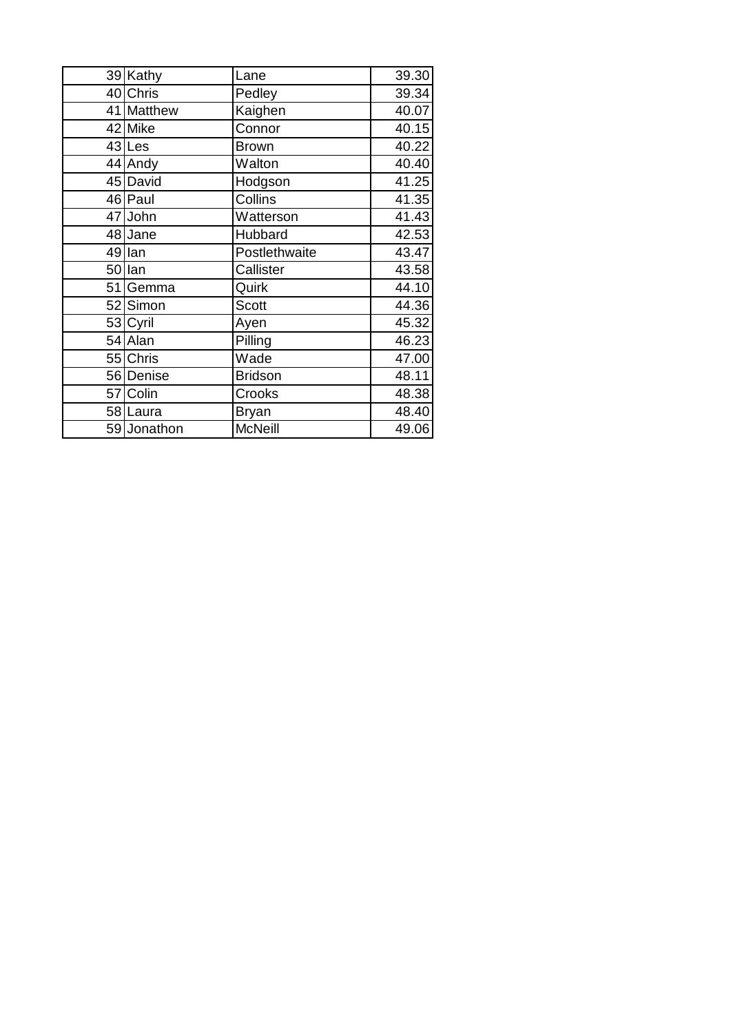| | | | |
|---|---|---|---|
| 39 | Kathy | Lane | 39.30 |
| 40 | Chris | Pedley | 39.34 |
| 41 | Matthew | Kaighen | 40.07 |
| 42 | Mike | Connor | 40.15 |
| 43 | Les | Brown | 40.22 |
| 44 | Andy | Walton | 40.40 |
| 45 | David | Hodgson | 41.25 |
| 46 | Paul | Collins | 41.35 |
| 47 | John | Watterson | 41.43 |
| 48 | Jane | Hubbard | 42.53 |
| 49 | Ian | Postlethwaite | 43.47 |
| 50 | Ian | Callister | 43.58 |
| 51 | Gemma | Quirk | 44.10 |
| 52 | Simon | Scott | 44.36 |
| 53 | Cyril | Ayen | 45.32 |
| 54 | Alan | Pilling | 46.23 |
| 55 | Chris | Wade | 47.00 |
| 56 | Denise | Bridson | 48.11 |
| 57 | Colin | Crooks | 48.38 |
| 58 | Laura | Bryan | 48.40 |
| 59 | Jonathon | McNeill | 49.06 |